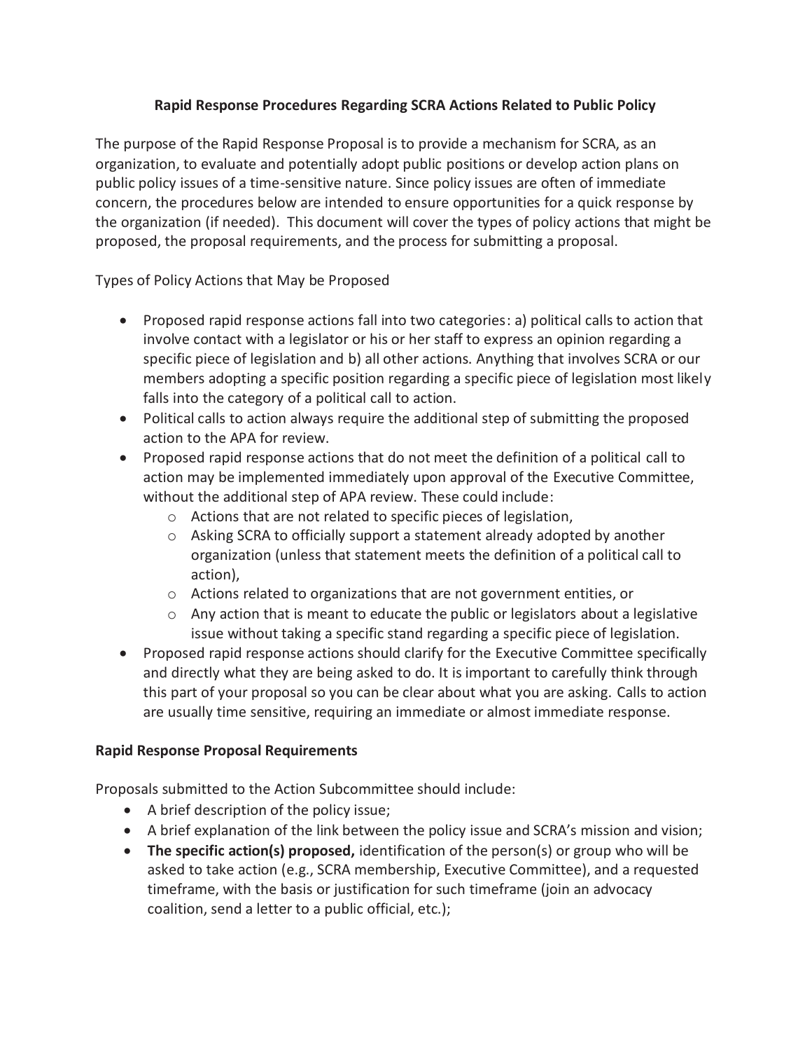# Rapid Response Procedures Regarding SCRA Actions Related to Public Policy

The purpose of the Rapid Response Proposal is to provide a mechanism for SCRA, as an organization, to evaluate and potentially adopt public positions or develop action plans on public policy issues of a time-sensitive nature. Since policy issues are often of immediate concern, the procedures below are intended to ensure opportunities for a quick response by the organization (if needed). This document will cover the types of policy actions that might be proposed, the proposal requirements, and the process for submitting a proposal.

Types of Policy Actions that May be Proposed

- Proposed rapid response actions fall into two categories: a) political calls to action that involve contact with a legislator or his or her staff to express an opinion regarding a specific piece of legislation and b) all other actions. Anything that involves SCRA or our members adopting a specific position regarding a specific piece of legislation most likely falls into the category of a political call to action.
- Political calls to action always require the additional step of submitting the proposed action to the APA for review.
- Proposed rapid response actions that do not meet the definition of a political call to action may be implemented immediately upon approval of the Executive Committee, without the additional step of APA review. These could include:
  - Actions that are not related to specific pieces of legislation,
  - Asking SCRA to officially support a statement already adopted by another organization (unless that statement meets the definition of a political call to action),
  - Actions related to organizations that are not government entities, or
  - Any action that is meant to educate the public or legislators about a legislative issue without taking a specific stand regarding a specific piece of legislation.
- Proposed rapid response actions should clarify for the Executive Committee specifically and directly what they are being asked to do. It is important to carefully think through this part of your proposal so you can be clear about what you are asking. Calls to action are usually time sensitive, requiring an immediate or almost immediate response.

## Rapid Response Proposal Requirements

Proposals submitted to the Action Subcommittee should include:

- A brief description of the policy issue;
- A brief explanation of the link between the policy issue and SCRA's mission and vision;
- **The specific action(s) proposed,** identification of the person(s) or group who will be asked to take action (e.g., SCRA membership, Executive Committee), and a requested timeframe, with the basis or justification for such timeframe (join an advocacy coalition, send a letter to a public official, etc.);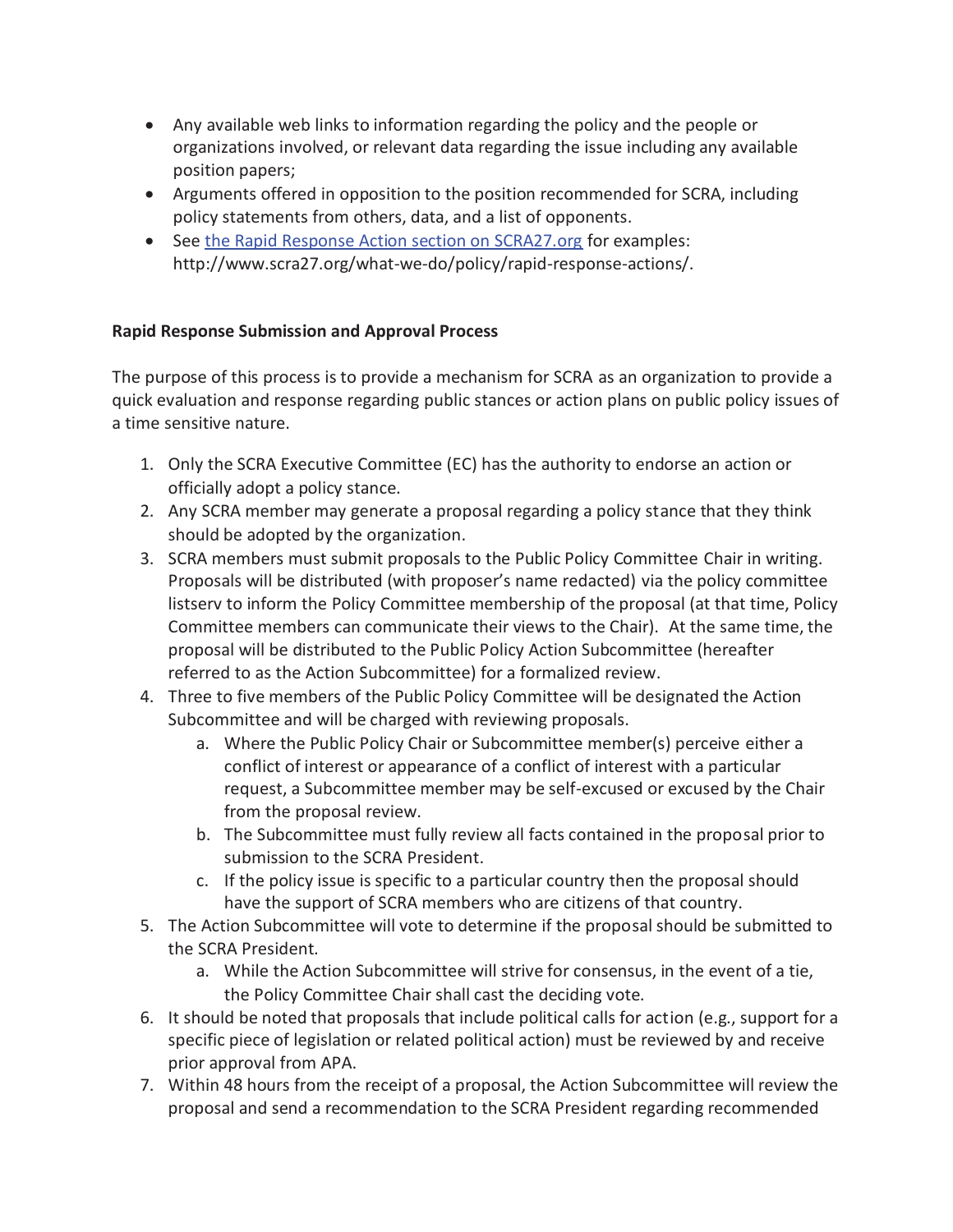- Any available web links to information regarding the policy and the people or organizations involved, or relevant data regarding the issue including any available position papers;
- Arguments offered in opposition to the position recommended for SCRA, including policy statements from others, data, and a list of opponents.
- See [the Rapid Response Action section on SCRA27.org](http://www.scra27.org/what-we-do/policy/rapid-response-actions/) for examples: http://www.scra27.org/what-we-do/policy/rapid-response-actions/.

**Rapid Response Submission and Approval Process**

The purpose of this process is to provide a mechanism for SCRA as an organization to provide a quick evaluation and response regarding public stances or action plans on public policy issues of a time sensitive nature.

1. Only the SCRA Executive Committee (EC) has the authority to endorse an action or officially adopt a policy stance.
2. Any SCRA member may generate a proposal regarding a policy stance that they think should be adopted by the organization.
3. SCRA members must submit proposals to the Public Policy Committee Chair in writing. Proposals will be distributed (with proposer's name redacted) via the policy committee listserv to inform the Policy Committee membership of the proposal (at that time, Policy Committee members can communicate their views to the Chair). At the same time, the proposal will be distributed to the Public Policy Action Subcommittee (hereafter referred to as the Action Subcommittee) for a formalized review.
4. Three to five members of the Public Policy Committee will be designated the Action Subcommittee and will be charged with reviewing proposals.
   a. Where the Public Policy Chair or Subcommittee member(s) perceive either a conflict of interest or appearance of a conflict of interest with a particular request, a Subcommittee member may be self-excused or excused by the Chair from the proposal review.
   b. The Subcommittee must fully review all facts contained in the proposal prior to submission to the SCRA President.
   c. If the policy issue is specific to a particular country then the proposal should have the support of SCRA members who are citizens of that country.
5. The Action Subcommittee will vote to determine if the proposal should be submitted to the SCRA President.
   a. While the Action Subcommittee will strive for consensus, in the event of a tie, the Policy Committee Chair shall cast the deciding vote.
6. It should be noted that proposals that include political calls for action (e.g., support for a specific piece of legislation or related political action) must be reviewed by and receive prior approval from APA.
7. Within 48 hours from the receipt of a proposal, the Action Subcommittee will review the proposal and send a recommendation to the SCRA President regarding recommended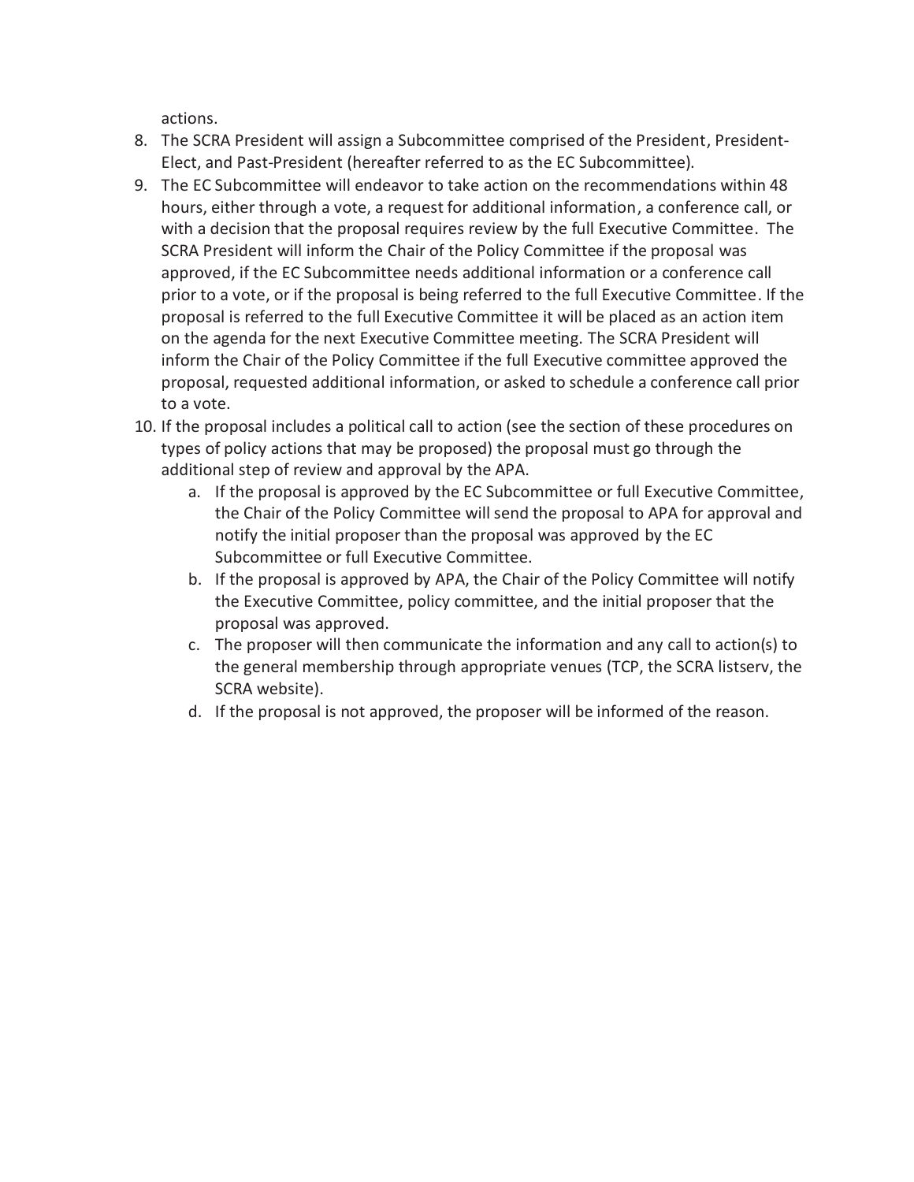actions.

8. The SCRA President will assign a Subcommittee comprised of the President, President-Elect, and Past-President (hereafter referred to as the EC Subcommittee).
9. The EC Subcommittee will endeavor to take action on the recommendations within 48 hours, either through a vote, a request for additional information, a conference call, or with a decision that the proposal requires review by the full Executive Committee. The SCRA President will inform the Chair of the Policy Committee if the proposal was approved, if the EC Subcommittee needs additional information or a conference call prior to a vote, or if the proposal is being referred to the full Executive Committee. If the proposal is referred to the full Executive Committee it will be placed as an action item on the agenda for the next Executive Committee meeting. The SCRA President will inform the Chair of the Policy Committee if the full Executive committee approved the proposal, requested additional information, or asked to schedule a conference call prior to a vote.
10. If the proposal includes a political call to action (see the section of these procedures on types of policy actions that may be proposed) the proposal must go through the additional step of review and approval by the APA.
    a. If the proposal is approved by the EC Subcommittee or full Executive Committee, the Chair of the Policy Committee will send the proposal to APA for approval and notify the initial proposer than the proposal was approved by the EC Subcommittee or full Executive Committee.
    b. If the proposal is approved by APA, the Chair of the Policy Committee will notify the Executive Committee, policy committee, and the initial proposer that the proposal was approved.
    c. The proposer will then communicate the information and any call to action(s) to the general membership through appropriate venues (TCP, the SCRA listserv, the SCRA website).
    d. If the proposal is not approved, the proposer will be informed of the reason.